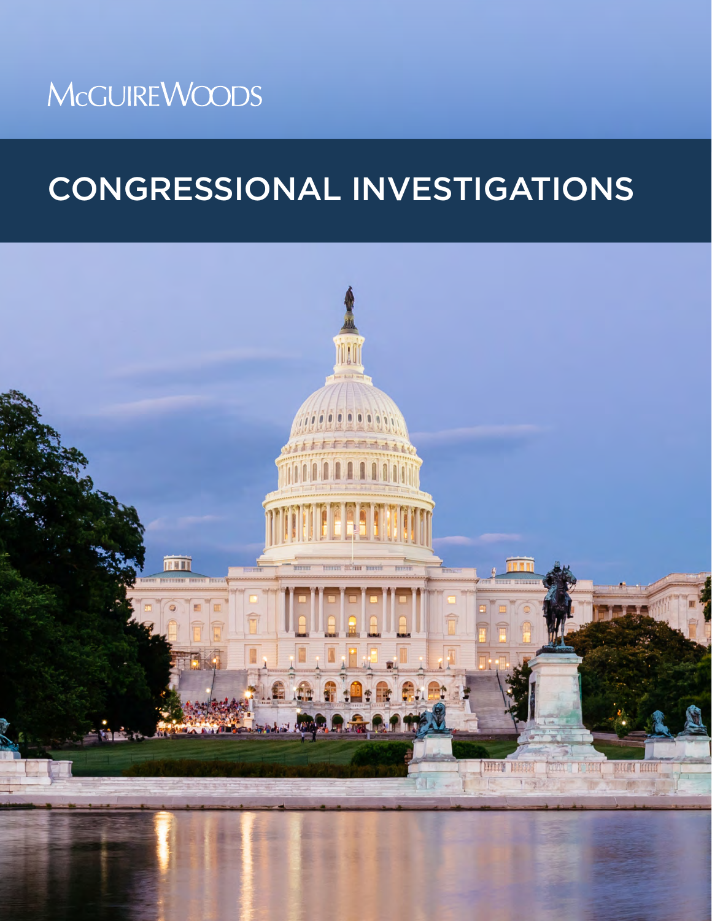McGUIREWOODS

# CONGRESSIONAL INVESTIGATIONS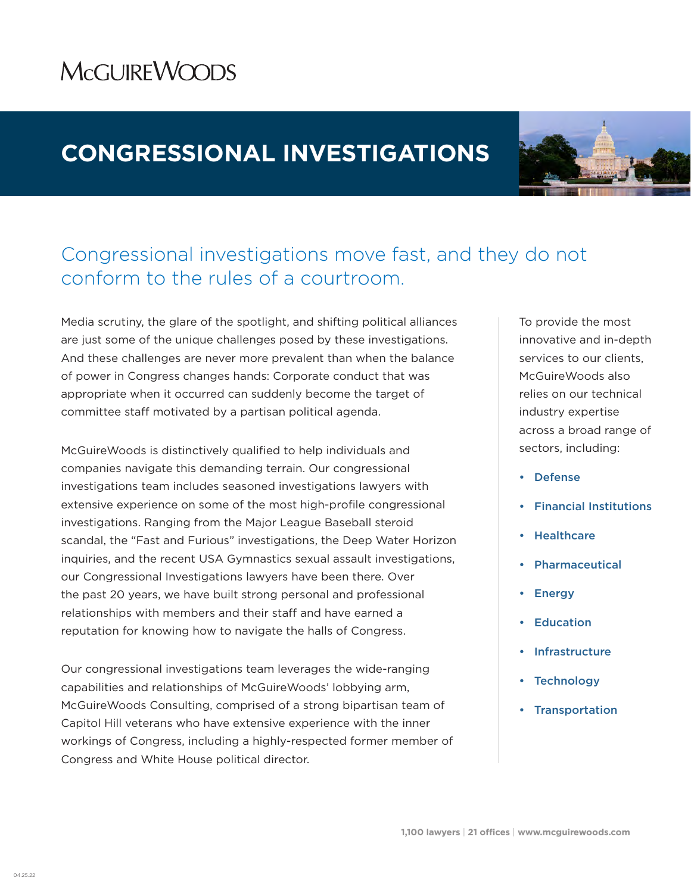McGUIREWOODS

# CONGRESSIONAL INVESTIGATIONS

## Congressional investigations move fast, and they do not conform to the rules of a courtroom.

Media scrutiny, the glare of the spotlight, and shifting political alliances are just some of the unique challenges posed by these investigations. And these challenges are never more prevalent than when the balance of power in Congress changes hands: Corporate conduct that was appropriate when it occurred can suddenly become the target of committee staff motivated by a partisan political agenda.

McGuireWoods is distinctively qualified to help individuals and companies navigate this demanding terrain. Our congressional investigations team includes seasoned investigations lawyers with extensive experience on some of the most high-profile congressional investigations. Ranging from the Major League Baseball steroid scandal, the "Fast and Furious" investigations, the Deep Water Horizon inquiries, and the recent USA Gymnastics sexual assault investigations, our Congressional Investigations lawyers have been there. Over the past 20 years, we have built strong personal and professional relationships with members and their staff and have earned a reputation for knowing how to navigate the halls of Congress.

Our congressional investigations team leverages the wide-ranging capabilities and relationships of McGuireWoods' lobbying arm, McGuireWoods Consulting, comprised of a strong bipartisan team of Capitol Hill veterans who have extensive experience with the inner workings of Congress, including a highly-respected former member of Congress and White House political director.

To provide the most innovative and in-depth services to our clients, McGuireWoods also relies on our technical industry expertise across a broad range of sectors, including:

- Defense
- Financial Institutions
- Healthcare
- Pharmaceutical
- Energy
- Education
- Infrastructure
- Technology
- Transportation

**1,100 lawyers** | **21 offices** | **www.mcguirewoods.com**

04.25.22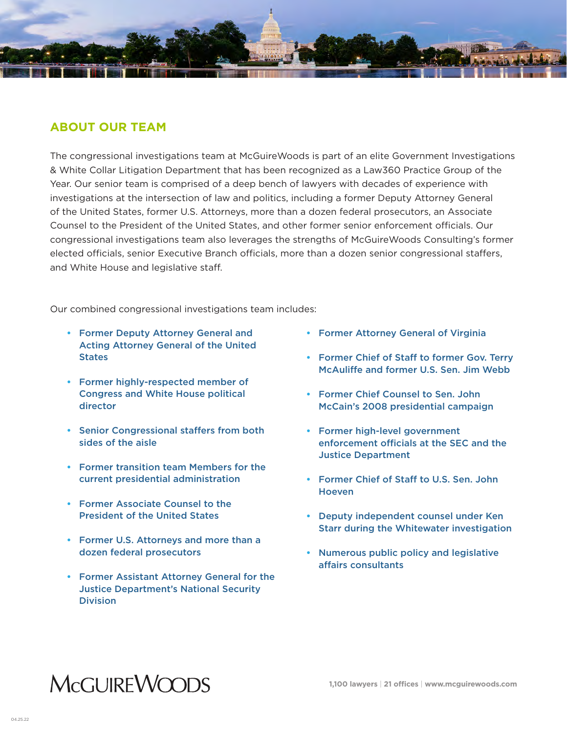## ABOUT OUR TEAM

The congressional investigations team at McGuireWoods is part of an elite Government Investigations & White Collar Litigation Department that has been recognized as a Law360 Practice Group of the Year. Our senior team is comprised of a deep bench of lawyers with decades of experience with investigations at the intersection of law and politics, including a former Deputy Attorney General of the United States, former U.S. Attorneys, more than a dozen federal prosecutors, an Associate Counsel to the President of the United States, and other former senior enforcement officials. Our congressional investigations team also leverages the strengths of McGuireWoods Consulting's former elected officials, senior Executive Branch officials, more than a dozen senior congressional staffers, and White House and legislative staff.

Our combined congressional investigations team includes:

- Former Deputy Attorney General and Acting Attorney General of the United States
- Former highly-respected member of Congress and White House political director
- Senior Congressional staffers from both sides of the aisle
- Former transition team Members for the current presidential administration
- Former Associate Counsel to the President of the United States
- Former U.S. Attorneys and more than a dozen federal prosecutors
- Former Assistant Attorney General for the Justice Department's National Security Division
- Former Attorney General of Virginia
- Former Chief of Staff to former Gov. Terry McAuliffe and former U.S. Sen. Jim Webb
- Former Chief Counsel to Sen. John McCain's 2008 presidential campaign
- Former high-level government enforcement officials at the SEC and the Justice Department
- Former Chief of Staff to U.S. Sen. John Hoeven
- Deputy independent counsel under Ken Starr during the Whitewater investigation
- Numerous public policy and legislative affairs consultants

McGUIREWOODS

1,100 lawyers | 21 offices | www.mcguirewoods.com

04.25.22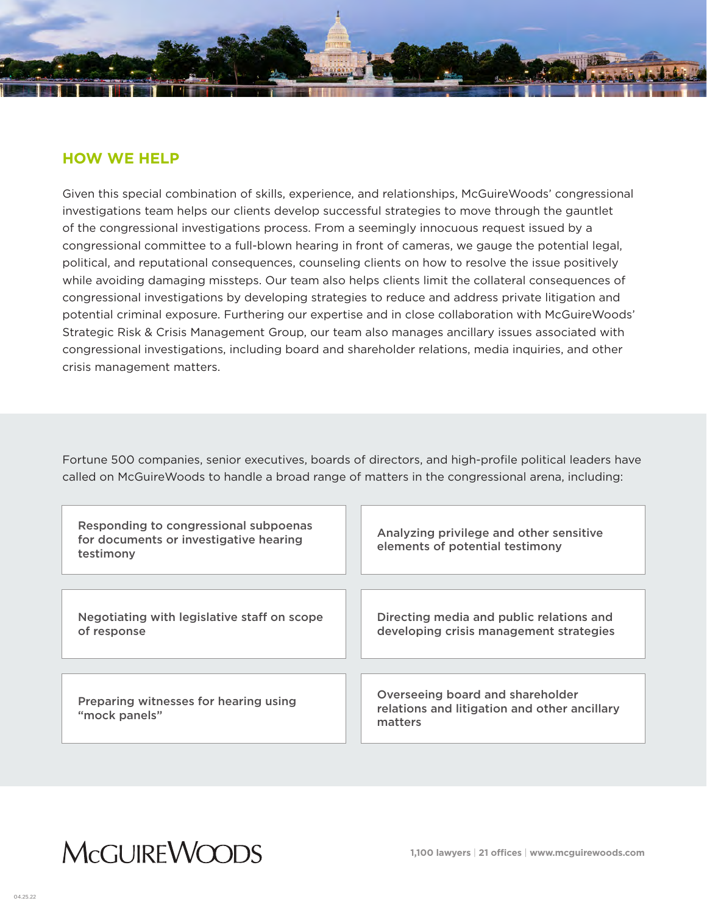## HOW WE HELP

Given this special combination of skills, experience, and relationships, McGuireWoods' congressional investigations team helps our clients develop successful strategies to move through the gauntlet of the congressional investigations process. From a seemingly innocuous request issued by a congressional committee to a full-blown hearing in front of cameras, we gauge the potential legal, political, and reputational consequences, counseling clients on how to resolve the issue positively while avoiding damaging missteps. Our team also helps clients limit the collateral consequences of congressional investigations by developing strategies to reduce and address private litigation and potential criminal exposure. Furthering our expertise and in close collaboration with McGuireWoods' Strategic Risk & Crisis Management Group, our team also manages ancillary issues associated with congressional investigations, including board and shareholder relations, media inquiries, and other crisis management matters.

Fortune 500 companies, senior executives, boards of directors, and high-profile political leaders have called on McGuireWoods to handle a broad range of matters in the congressional arena, including:

- Responding to congressional subpoenas for documents or investigative hearing testimony
- Analyzing privilege and other sensitive elements of potential testimony
- Negotiating with legislative staff on scope of response
- Directing media and public relations and developing crisis management strategies
- Preparing witnesses for hearing using "mock panels"
- Overseeing board and shareholder relations and litigation and other ancillary matters

McGUIREWOODS

**1,100 lawyers** | **21 offices** | **www.mcguirewoods.com**

04.25.22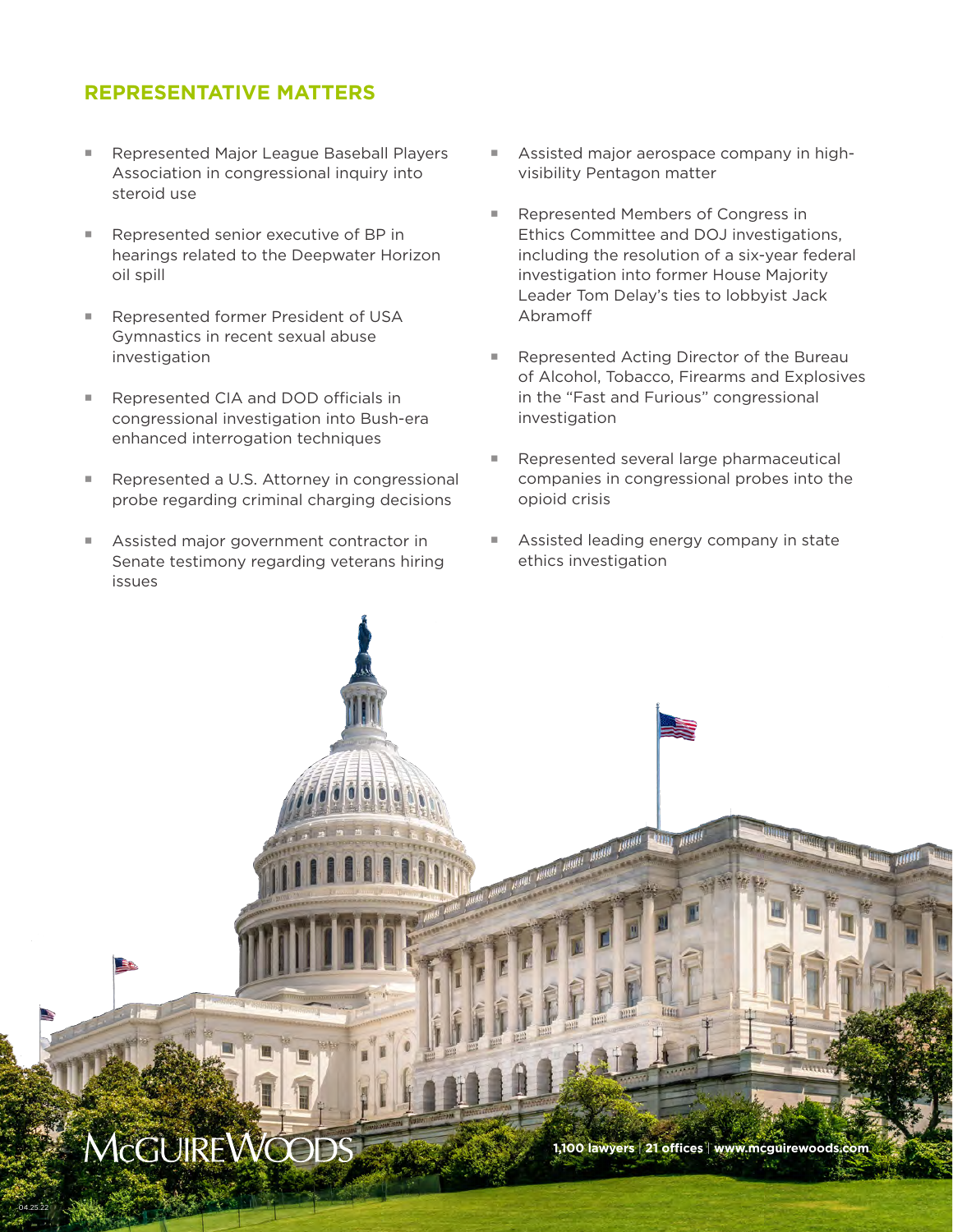## REPRESENTATIVE MATTERS

- Represented Major League Baseball Players Association in congressional inquiry into steroid use
- Represented senior executive of BP in hearings related to the Deepwater Horizon oil spill
- Represented former President of USA Gymnastics in recent sexual abuse investigation
- Represented CIA and DOD officials in congressional investigation into Bush-era enhanced interrogation techniques
- Represented a U.S. Attorney in congressional probe regarding criminal charging decisions
- Assisted major government contractor in Senate testimony regarding veterans hiring issues
- Assisted major aerospace company in high-visibility Pentagon matter
- Represented Members of Congress in Ethics Committee and DOJ investigations, including the resolution of a six-year federal investigation into former House Majority Leader Tom Delay's ties to lobbyist Jack Abramoff
- Represented Acting Director of the Bureau of Alcohol, Tobacco, Firearms and Explosives in the "Fast and Furious" congressional investigation
- Represented several large pharmaceutical companies in congressional probes into the opioid crisis
- Assisted leading energy company in state ethics investigation

McGUIREWOODS

**1,100 lawyers** | **21 offices** | **www.mcguirewoods.com**

04.25.22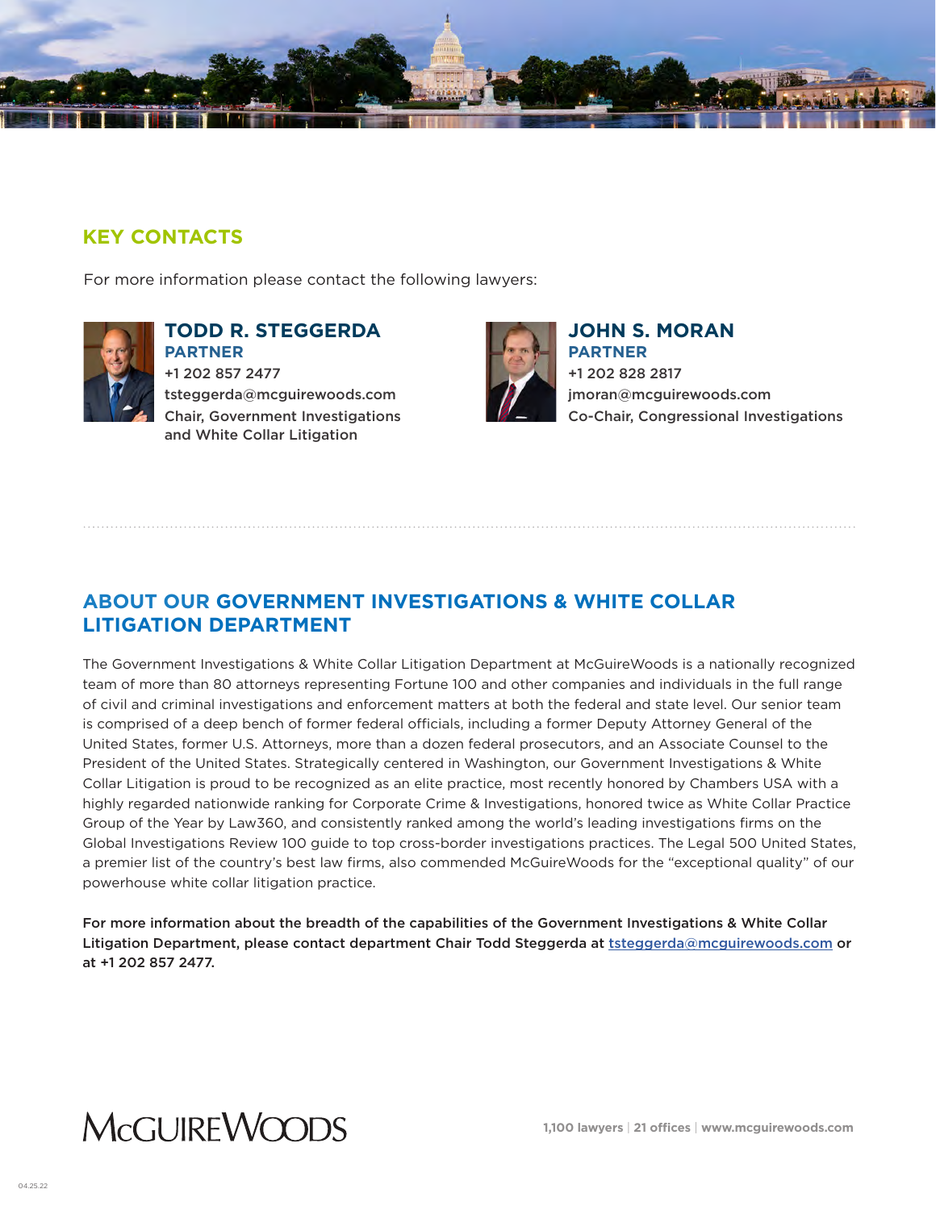## KEY CONTACTS

For more information please contact the following lawyers:

**TODD R. STEGGERDA**
**PARTNER**
+1 202 857 2477
tsteggerda@mcguirewoods.com
Chair, Government Investigations and White Collar Litigation

**JOHN S. MORAN**
**PARTNER**
+1 202 828 2817
jmoran@mcguirewoods.com
Co-Chair, Congressional Investigations

## ABOUT OUR GOVERNMENT INVESTIGATIONS & WHITE COLLAR LITIGATION DEPARTMENT

The Government Investigations & White Collar Litigation Department at McGuireWoods is a nationally recognized team of more than 80 attorneys representing Fortune 100 and other companies and individuals in the full range of civil and criminal investigations and enforcement matters at both the federal and state level. Our senior team is comprised of a deep bench of former federal officials, including a former Deputy Attorney General of the United States, former U.S. Attorneys, more than a dozen federal prosecutors, and an Associate Counsel to the President of the United States. Strategically centered in Washington, our Government Investigations & White Collar Litigation is proud to be recognized as an elite practice, most recently honored by Chambers USA with a highly regarded nationwide ranking for Corporate Crime & Investigations, honored twice as White Collar Practice Group of the Year by Law360, and consistently ranked among the world's leading investigations firms on the Global Investigations Review 100 guide to top cross-border investigations practices. The Legal 500 United States, a premier list of the country's best law firms, also commended McGuireWoods for the "exceptional quality" of our powerhouse white collar litigation practice.

**For more information about the breadth of the capabilities of the Government Investigations & White Collar Litigation Department, please contact department Chair Todd Steggerda at tsteggerda@mcguirewoods.com or at +1 202 857 2477.**

McGUIREWOODS

**1,100 lawyers | 21 offices | www.mcguirewoods.com**

04.25.22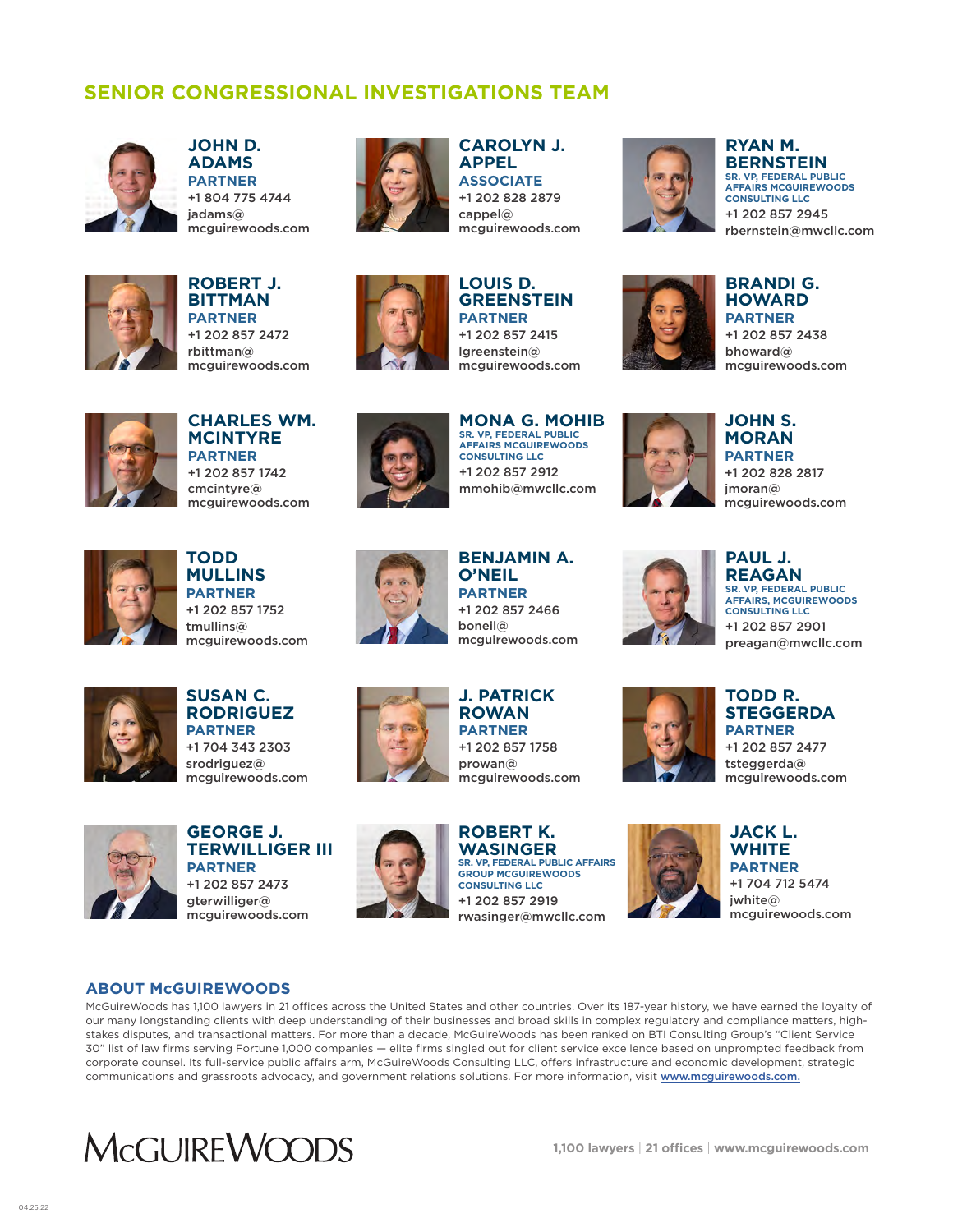## SENIOR CONGRESSIONAL INVESTIGATIONS TEAM

**JOHN D. ADAMS**
PARTNER
+1 804 775 4744
jadams@mcguirewoods.com

**CAROLYN J. APPEL**
ASSOCIATE
+1 202 828 2879
cappel@mcguirewoods.com

**RYAN M. BERNSTEIN**
SR. VP, FEDERAL PUBLIC AFFAIRS MCGUIREWOODS CONSULTING LLC
+1 202 857 2945
rbernstein@mwcllc.com

**ROBERT J. BITTMAN**
PARTNER
+1 202 857 2472
rbittman@mcguirewoods.com

**LOUIS D. GREENSTEIN**
PARTNER
+1 202 857 2415
lgreenstein@mcguirewoods.com

**BRANDI G. HOWARD**
PARTNER
+1 202 857 2438
bhoward@mcguirewoods.com

**CHARLES WM. MCINTYRE**
PARTNER
+1 202 857 1742
cmcintyre@mcguirewoods.com

**MONA G. MOHIB**
SR. VP, FEDERAL PUBLIC AFFAIRS MCGUIREWOODS CONSULTING LLC
+1 202 857 2912
mmohib@mwcllc.com

**JOHN S. MORAN**
PARTNER
+1 202 828 2817
jmoran@mcguirewoods.com

**TODD MULLINS**
PARTNER
+1 202 857 1752
tmullins@mcguirewoods.com

**BENJAMIN A. O'NEIL**
PARTNER
+1 202 857 2466
boneil@mcguirewoods.com

**PAUL J. REAGAN**
SR. VP, FEDERAL PUBLIC AFFAIRS, MCGUIREWOODS CONSULTING LLC
+1 202 857 2901
preagan@mwcllc.com

**SUSAN C. RODRIGUEZ**
PARTNER
+1 704 343 2303
srodriguez@mcguirewoods.com

**J. PATRICK ROWAN**
PARTNER
+1 202 857 1758
prowan@mcguirewoods.com

**TODD R. STEGGERDA**
PARTNER
+1 202 857 2477
tsteggerda@mcguirewoods.com

**GEORGE J. TERWILLIGER III**
PARTNER
+1 202 857 2473
gterwilliger@mcguirewoods.com

**ROBERT K. WASINGER**
SR. VP, FEDERAL PUBLIC AFFAIRS GROUP MCGUIREWOODS CONSULTING LLC
+1 202 857 2919
rwasinger@mwcllc.com

**JACK L. WHITE**
PARTNER
+1 704 712 5474
jwhite@mcguirewoods.com

### ABOUT McGUIREWOODS

McGuireWoods has 1,100 lawyers in 21 offices across the United States and other countries. Over its 187-year history, we have earned the loyalty of our many longstanding clients with deep understanding of their businesses and broad skills in complex regulatory and compliance matters, high-stakes disputes, and transactional matters. For more than a decade, McGuireWoods has been ranked on BTI Consulting Group's "Client Service 30" list of law firms serving Fortune 1,000 companies — elite firms singled out for client service excellence based on unprompted feedback from corporate counsel. Its full-service public affairs arm, McGuireWoods Consulting LLC, offers infrastructure and economic development, strategic communications and grassroots advocacy, and government relations solutions. For more information, visit www.mcguirewoods.com.

McGUIREWOODS

1,100 lawyers | 21 offices | www.mcguirewoods.com

04.25.22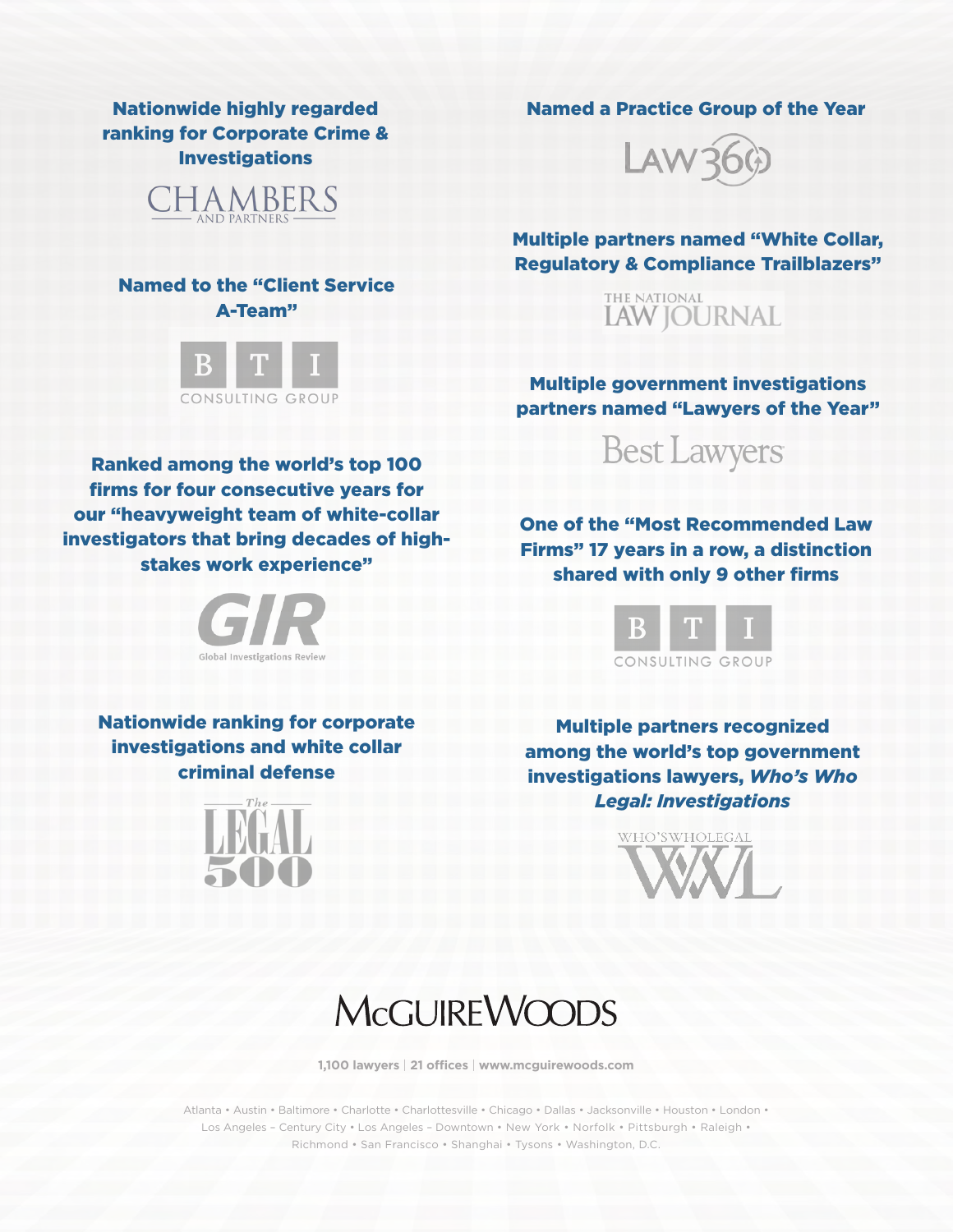**Nationwide highly regarded ranking for Corporate Crime & Investigations**

CHAMBERS AND PARTNERS

**Named to the "Client Service A-Team"**

BTI CONSULTING GROUP

**Ranked among the world's top 100 firms for four consecutive years for our "heavyweight team of white-collar investigators that bring decades of high-stakes work experience"**

GIR Global Investigations Review

**Nationwide ranking for corporate investigations and white collar criminal defense**

The LEGAL 500

**Named a Practice Group of the Year**

LAW360

**Multiple partners named "White Collar, Regulatory & Compliance Trailblazers"**

THE NATIONAL LAW JOURNAL

**Multiple government investigations partners named "Lawyers of the Year"**

Best Lawyers

**One of the "Most Recommended Law Firms" 17 years in a row, a distinction shared with only 9 other firms**

BTI CONSULTING GROUP

**Multiple partners recognized among the world's top government investigations lawyers, *Who's Who Legal: Investigations***

WHO'SWHOLEGAL WWL

# McGUIREWOODS

**1,100 lawyers** | **21 offices** | **www.mcguirewoods.com**

Atlanta • Austin • Baltimore • Charlotte • Charlottesville • Chicago • Dallas • Jacksonville • Houston • London • Los Angeles – Century City • Los Angeles – Downtown • New York • Norfolk • Pittsburgh • Raleigh • Richmond • San Francisco • Shanghai • Tysons • Washington, D.C.